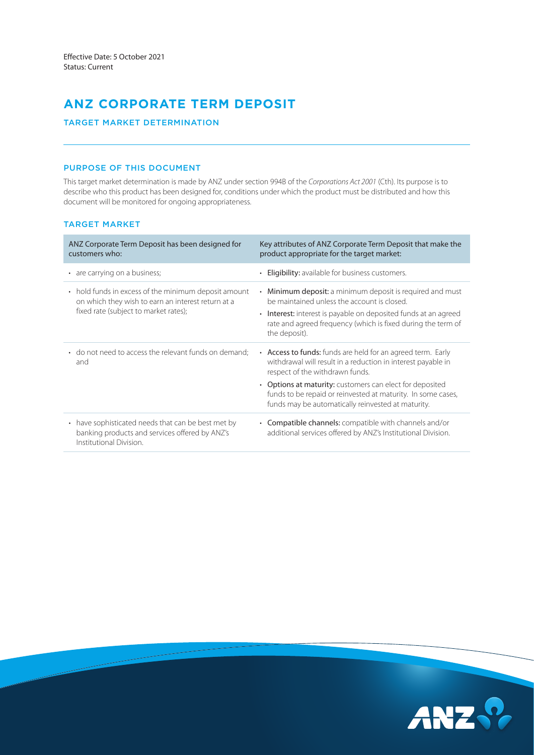Effective Date: 5 October 2021
Status: Current

# ANZ CORPORATE TERM DEPOSIT

## TARGET MARKET DETERMINATION

### PURPOSE OF THIS DOCUMENT

This target market determination is made by ANZ under section 994B of the *Corporations Act 2001* (Cth). Its purpose is to describe who this product has been designed for, conditions under which the product must be distributed and how this document will be monitored for ongoing appropriateness.

### TARGET MARKET

| ANZ Corporate Term Deposit has been designed for customers who: | Key attributes of ANZ Corporate Term Deposit that make the product appropriate for the target market: |
|---|---|
| • are carrying on a business; | • **Eligibility:** available for business customers. |
| • hold funds in excess of the minimum deposit amount on which they wish to earn an interest return at a fixed rate (subject to market rates); | • **Minimum deposit:** a minimum deposit is required and must be maintained unless the account is closed. <br> • **Interest:** interest is payable on deposited funds at an agreed rate and agreed frequency (which is fixed during the term of the deposit). |
| • do not need to access the relevant funds on demand; and | • **Access to funds:** funds are held for an agreed term. Early withdrawal will result in a reduction in interest payable in respect of the withdrawn funds. <br> • **Options at maturity:** customers can elect for deposited funds to be repaid or reinvested at maturity. In some cases, funds may be automatically reinvested at maturity. |
| • have sophisticated needs that can be best met by banking products and services offered by ANZ's Institutional Division. | • **Compatible channels:** compatible with channels and/or additional services offered by ANZ's Institutional Division. |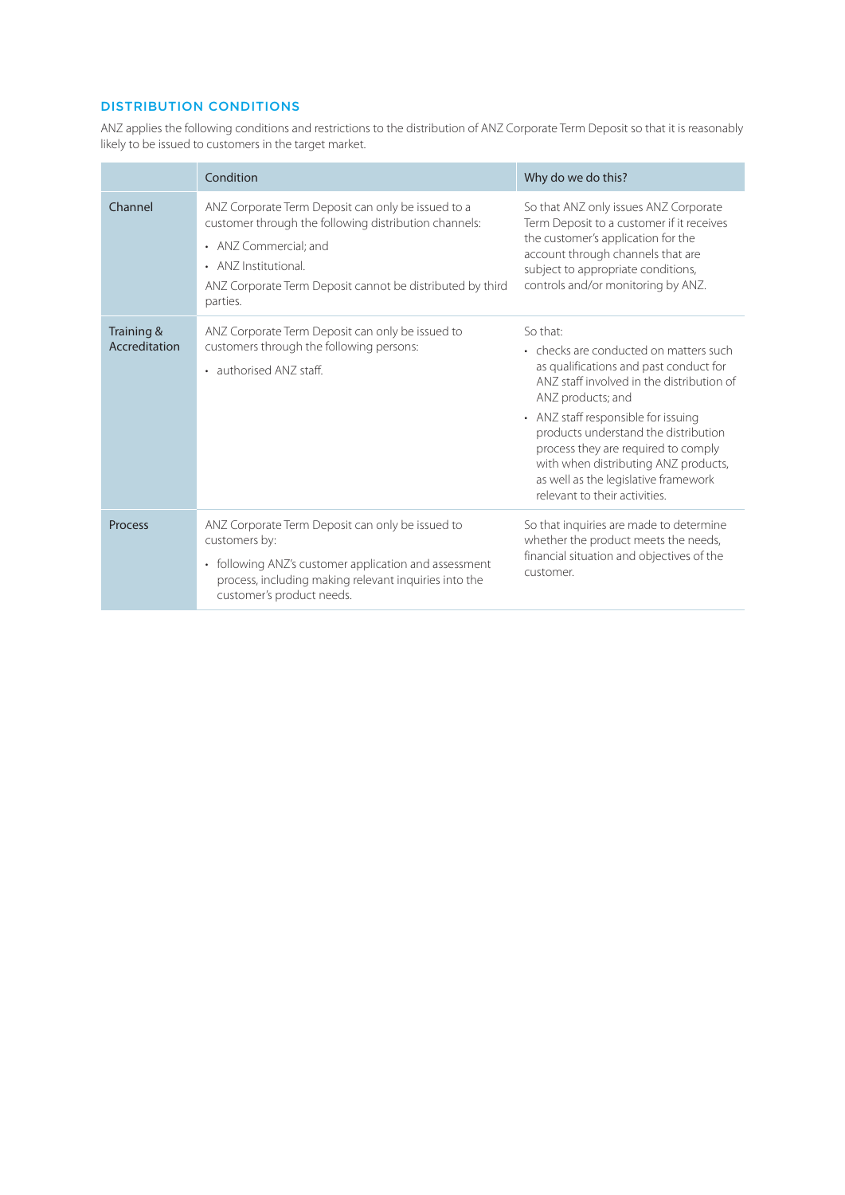## DISTRIBUTION CONDITIONS

ANZ applies the following conditions and restrictions to the distribution of ANZ Corporate Term Deposit so that it is reasonably likely to be issued to customers in the target market.

| | Condition | Why do we do this? |
|---|---|---|
| Channel | ANZ Corporate Term Deposit can only be issued to a customer through the following distribution channels:<br>• ANZ Commercial; and<br>• ANZ Institutional.<br>ANZ Corporate Term Deposit cannot be distributed by third parties. | So that ANZ only issues ANZ Corporate Term Deposit to a customer if it receives the customer's application for the account through channels that are subject to appropriate conditions, controls and/or monitoring by ANZ. |
| Training & Accreditation | ANZ Corporate Term Deposit can only be issued to customers through the following persons:<br>• authorised ANZ staff. | So that:<br>• checks are conducted on matters such as qualifications and past conduct for ANZ staff involved in the distribution of ANZ products; and<br>• ANZ staff responsible for issuing products understand the distribution process they are required to comply with when distributing ANZ products, as well as the legislative framework relevant to their activities. |
| Process | ANZ Corporate Term Deposit can only be issued to customers by:<br>• following ANZ's customer application and assessment process, including making relevant inquiries into the customer's product needs. | So that inquiries are made to determine whether the product meets the needs, financial situation and objectives of the customer. |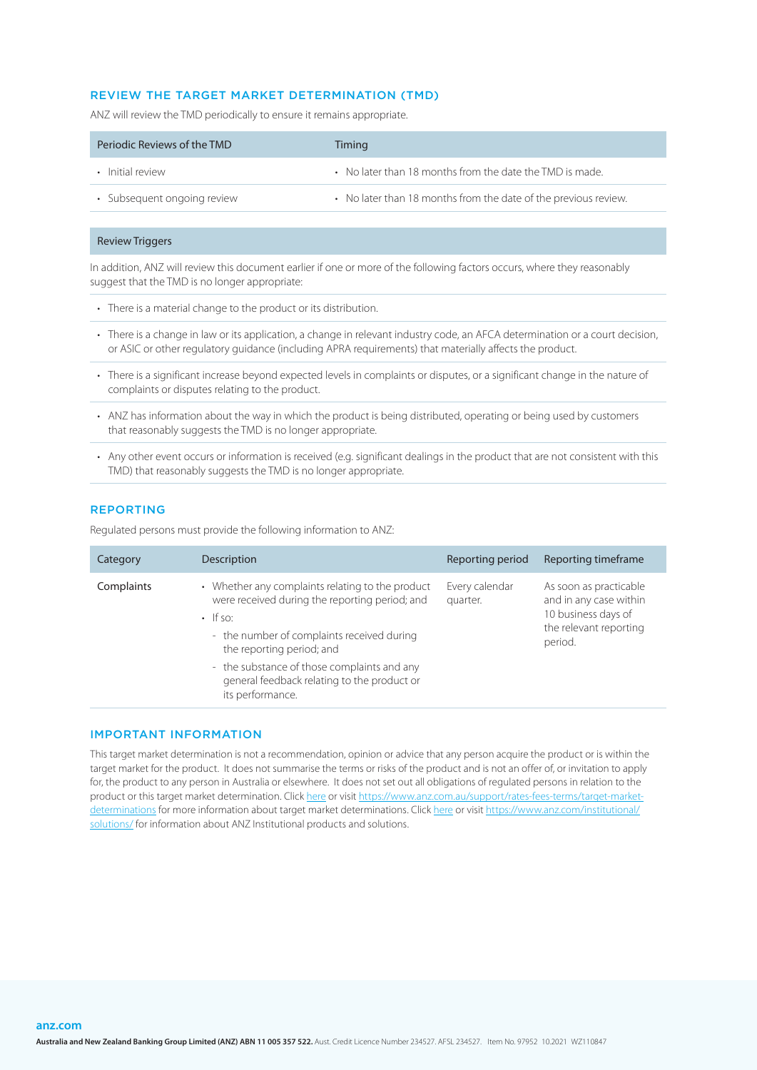## REVIEW THE TARGET MARKET DETERMINATION (TMD)

ANZ will review the TMD periodically to ensure it remains appropriate.

| Periodic Reviews of the TMD | Timing |
|---|---|
| • Initial review | • No later than 18 months from the date the TMD is made. |
| • Subsequent ongoing review | • No later than 18 months from the date of the previous review. |

### Review Triggers

In addition, ANZ will review this document earlier if one or more of the following factors occurs, where they reasonably suggest that the TMD is no longer appropriate:

- There is a material change to the product or its distribution.
- There is a change in law or its application, a change in relevant industry code, an AFCA determination or a court decision, or ASIC or other regulatory guidance (including APRA requirements) that materially affects the product.
- There is a significant increase beyond expected levels in complaints or disputes, or a significant change in the nature of complaints or disputes relating to the product.
- ANZ has information about the way in which the product is being distributed, operating or being used by customers that reasonably suggests the TMD is no longer appropriate.
- Any other event occurs or information is received (e.g. significant dealings in the product that are not consistent with this TMD) that reasonably suggests the TMD is no longer appropriate.

## REPORTING

Regulated persons must provide the following information to ANZ:

| Category | Description | Reporting period | Reporting timeframe |
|---|---|---|---|
| Complaints | • Whether any complaints relating to the product were received during the reporting period; and<br>• If so:<br>- the number of complaints received during the reporting period; and<br>- the substance of those complaints and any general feedback relating to the product or its performance. | Every calendar quarter. | As soon as practicable and in any case within 10 business days of the relevant reporting period. |

## IMPORTANT INFORMATION

This target market determination is not a recommendation, opinion or advice that any person acquire the product or is within the target market for the product. It does not summarise the terms or risks of the product and is not an offer of, or invitation to apply for, the product to any person in Australia or elsewhere. It does not set out all obligations of regulated persons in relation to the product or this target market determination. Click here or visit https://www.anz.com.au/support/rates-fees-terms/target-market-determinations for more information about target market determinations. Click here or visit https://www.anz.com/institutional/solutions/ for information about ANZ Institutional products and solutions.

anz.com

**Australia and New Zealand Banking Group Limited (ANZ) ABN 11 005 357 522.** Aust. Credit Licence Number 234527. AFSL 234527. Item No. 97952 10.2021 WZ110847